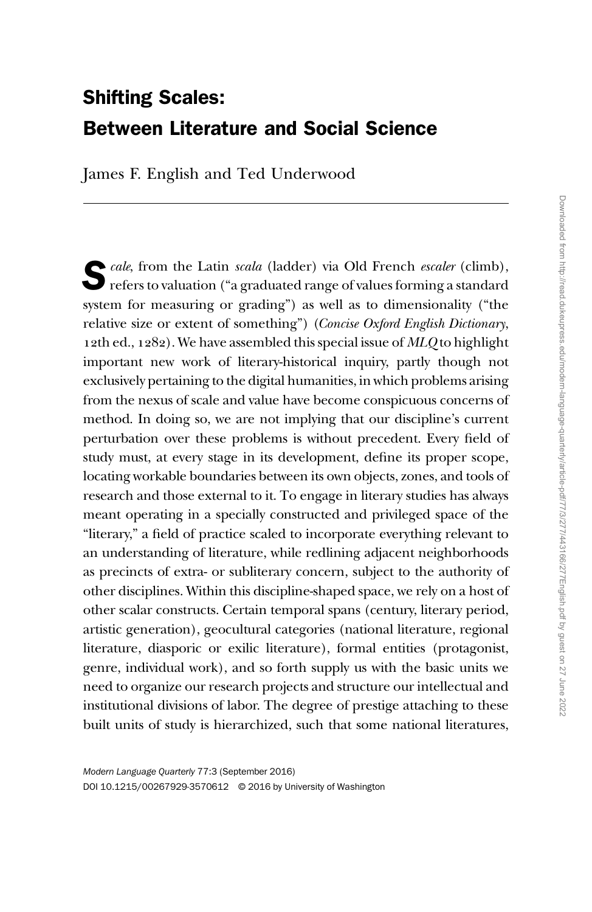# Shifting Scales: Between Literature and Social Science

James F. English and Ted Underwood

---

*Scale*, from the Latin *scala* (ladder) via Old French *escaler* (climb), refers to valuation ("a graduated range of values forming a standard system for measuring or grading") as well as to dimensionality ("the relative size or extent of something") (*Concise Oxford English Dictionary*, 12th ed., 1282). We have assembled this special issue of *MLQ* to highlight important new work of literary-historical inquiry, partly though not exclusively pertaining to the digital humanities, in which problems arising from the nexus of scale and value have become conspicuous concerns of method. In doing so, we are not implying that our discipline's current perturbation over these problems is without precedent. Every field of study must, at every stage in its development, define its proper scope, locating workable boundaries between its own objects, zones, and tools of research and those external to it. To engage in literary studies has always meant operating in a specially constructed and privileged space of the "literary," a field of practice scaled to incorporate everything relevant to an understanding of literature, while redlining adjacent neighborhoods as precincts of extra- or subliterary concern, subject to the authority of other disciplines. Within this discipline-shaped space, we rely on a host of other scalar constructs. Certain temporal spans (century, literary period, artistic generation), geocultural categories (national literature, regional literature, diasporic or exilic literature), formal entities (protagonist, genre, individual work), and so forth supply us with the basic units we need to organize our research projects and structure our intellectual and institutional divisions of labor. The degree of prestige attaching to these built units of study is hierarchized, such that some national literatures,

*Modern Language Quarterly* 77:3 (September 2016)
DOI 10.1215/00267929-3570612 © 2016 by University of Washington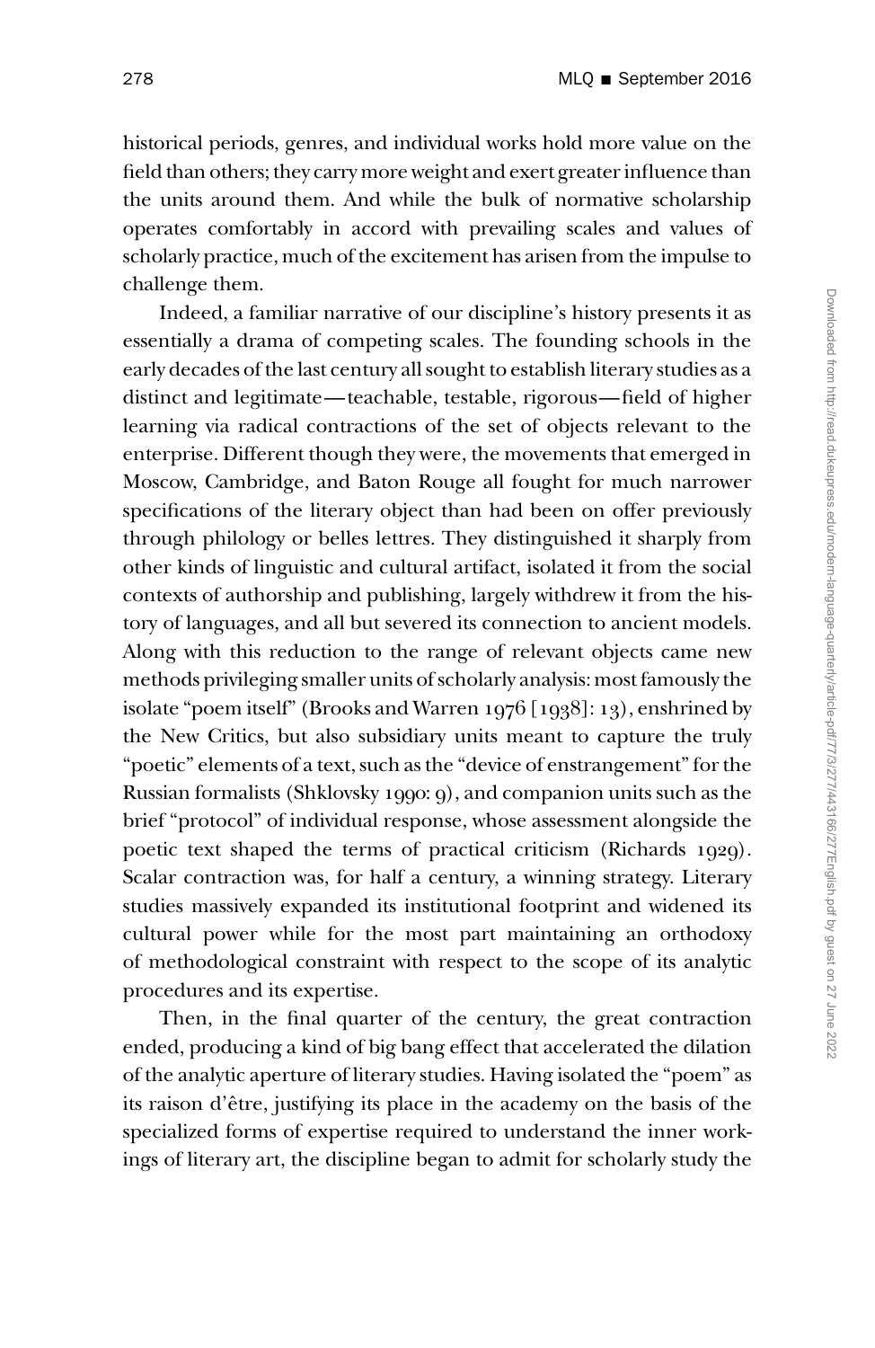historical periods, genres, and individual works hold more value on the field than others; they carry more weight and exert greater influence than the units around them. And while the bulk of normative scholarship operates comfortably in accord with prevailing scales and values of scholarly practice, much of the excitement has arisen from the impulse to challenge them.

Indeed, a familiar narrative of our discipline's history presents it as essentially a drama of competing scales. The founding schools in the early decades of the last century all sought to establish literary studies as a distinct and legitimate—teachable, testable, rigorous—field of higher learning via radical contractions of the set of objects relevant to the enterprise. Different though they were, the movements that emerged in Moscow, Cambridge, and Baton Rouge all fought for much narrower specifications of the literary object than had been on offer previously through philology or belles lettres. They distinguished it sharply from other kinds of linguistic and cultural artifact, isolated it from the social contexts of authorship and publishing, largely withdrew it from the history of languages, and all but severed its connection to ancient models. Along with this reduction to the range of relevant objects came new methods privileging smaller units of scholarly analysis: most famously the isolate "poem itself" (Brooks and Warren 1976 [1938]: 13), enshrined by the New Critics, but also subsidiary units meant to capture the truly "poetic" elements of a text, such as the "device of enstrangement" for the Russian formalists (Shklovsky 1990: 9), and companion units such as the brief "protocol" of individual response, whose assessment alongside the poetic text shaped the terms of practical criticism (Richards 1929). Scalar contraction was, for half a century, a winning strategy. Literary studies massively expanded its institutional footprint and widened its cultural power while for the most part maintaining an orthodoxy of methodological constraint with respect to the scope of its analytic procedures and its expertise.

Then, in the final quarter of the century, the great contraction ended, producing a kind of big bang effect that accelerated the dilation of the analytic aperture of literary studies. Having isolated the "poem" as its raison d'être, justifying its place in the academy on the basis of the specialized forms of expertise required to understand the inner workings of literary art, the discipline began to admit for scholarly study the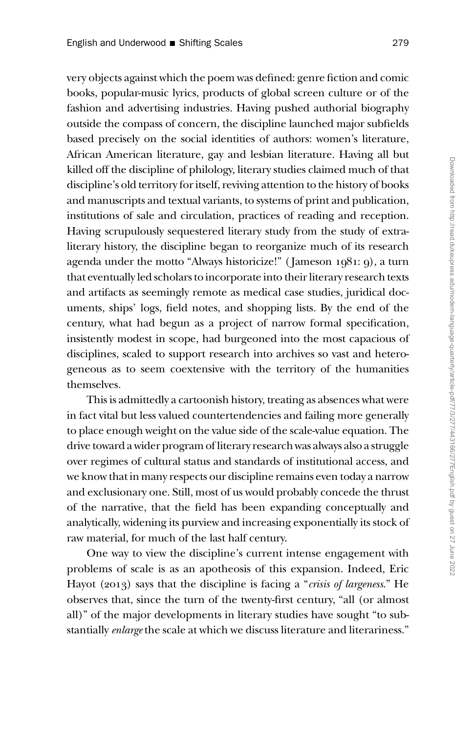very objects against which the poem was defined: genre fiction and comic books, popular-music lyrics, products of global screen culture or of the fashion and advertising industries. Having pushed authorial biography outside the compass of concern, the discipline launched major subfields based precisely on the social identities of authors: women's literature, African American literature, gay and lesbian literature. Having all but killed off the discipline of philology, literary studies claimed much of that discipline's old territory for itself, reviving attention to the history of books and manuscripts and textual variants, to systems of print and publication, institutions of sale and circulation, practices of reading and reception. Having scrupulously sequestered literary study from the study of extraliterary history, the discipline began to reorganize much of its research agenda under the motto "Always historicize!" (Jameson 1981: 9), a turn that eventually led scholars to incorporate into their literary research texts and artifacts as seemingly remote as medical case studies, juridical documents, ships' logs, field notes, and shopping lists. By the end of the century, what had begun as a project of narrow formal specification, insistently modest in scope, had burgeoned into the most capacious of disciplines, scaled to support research into archives so vast and heterogeneous as to seem coextensive with the territory of the humanities themselves.

This is admittedly a cartoonish history, treating as absences what were in fact vital but less valued countertendencies and failing more generally to place enough weight on the value side of the scale-value equation. The drive toward a wider program of literary research was always also a struggle over regimes of cultural status and standards of institutional access, and we know that in many respects our discipline remains even today a narrow and exclusionary one. Still, most of us would probably concede the thrust of the narrative, that the field has been expanding conceptually and analytically, widening its purview and increasing exponentially its stock of raw material, for much of the last half century.

One way to view the discipline's current intense engagement with problems of scale is as an apotheosis of this expansion. Indeed, Eric Hayot (2013) says that the discipline is facing a "*crisis of largeness*." He observes that, since the turn of the twenty-first century, "all (or almost all)" of the major developments in literary studies have sought "to substantially *enlarge* the scale at which we discuss literature and literariness."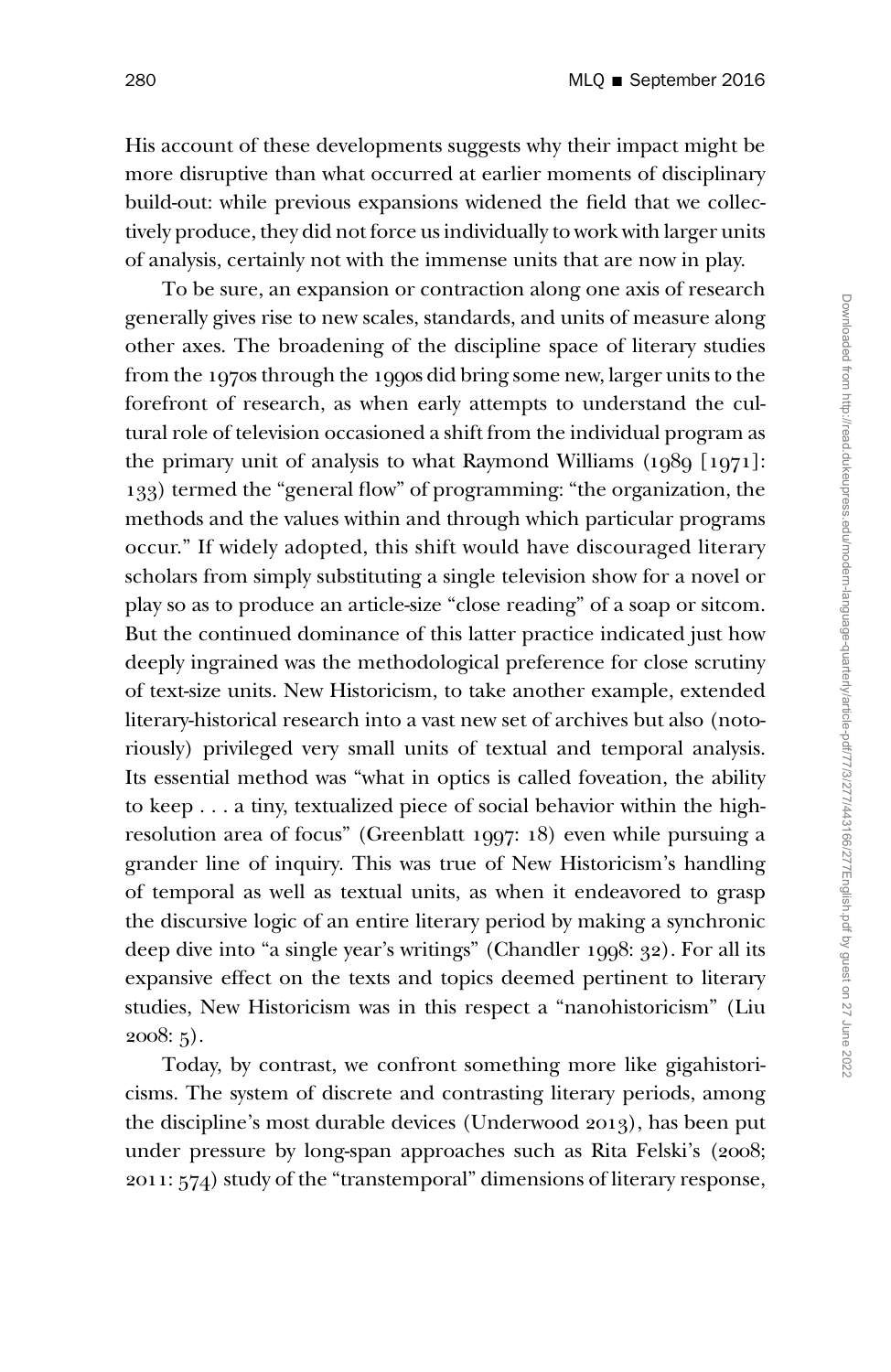His account of these developments suggests why their impact might be more disruptive than what occurred at earlier moments of disciplinary build-out: while previous expansions widened the field that we collectively produce, they did not force us individually to work with larger units of analysis, certainly not with the immense units that are now in play.

To be sure, an expansion or contraction along one axis of research generally gives rise to new scales, standards, and units of measure along other axes. The broadening of the discipline space of literary studies from the 1970s through the 1990s did bring some new, larger units to the forefront of research, as when early attempts to understand the cultural role of television occasioned a shift from the individual program as the primary unit of analysis to what Raymond Williams (1989 [1971]: 133) termed the "general flow" of programming: "the organization, the methods and the values within and through which particular programs occur." If widely adopted, this shift would have discouraged literary scholars from simply substituting a single television show for a novel or play so as to produce an article-size "close reading" of a soap or sitcom. But the continued dominance of this latter practice indicated just how deeply ingrained was the methodological preference for close scrutiny of text-size units. New Historicism, to take another example, extended literary-historical research into a vast new set of archives but also (notoriously) privileged very small units of textual and temporal analysis. Its essential method was "what in optics is called foveation, the ability to keep . . . a tiny, textualized piece of social behavior within the high-resolution area of focus" (Greenblatt 1997: 18) even while pursuing a grander line of inquiry. This was true of New Historicism's handling of temporal as well as textual units, as when it endeavored to grasp the discursive logic of an entire literary period by making a synchronic deep dive into "a single year's writings" (Chandler 1998: 32). For all its expansive effect on the texts and topics deemed pertinent to literary studies, New Historicism was in this respect a "nanohistoricism" (Liu 2008: 5).

Today, by contrast, we confront something more like gigahistoricisms. The system of discrete and contrasting literary periods, among the discipline's most durable devices (Underwood 2013), has been put under pressure by long-span approaches such as Rita Felski's (2008; 2011: 574) study of the "transtemporal" dimensions of literary response,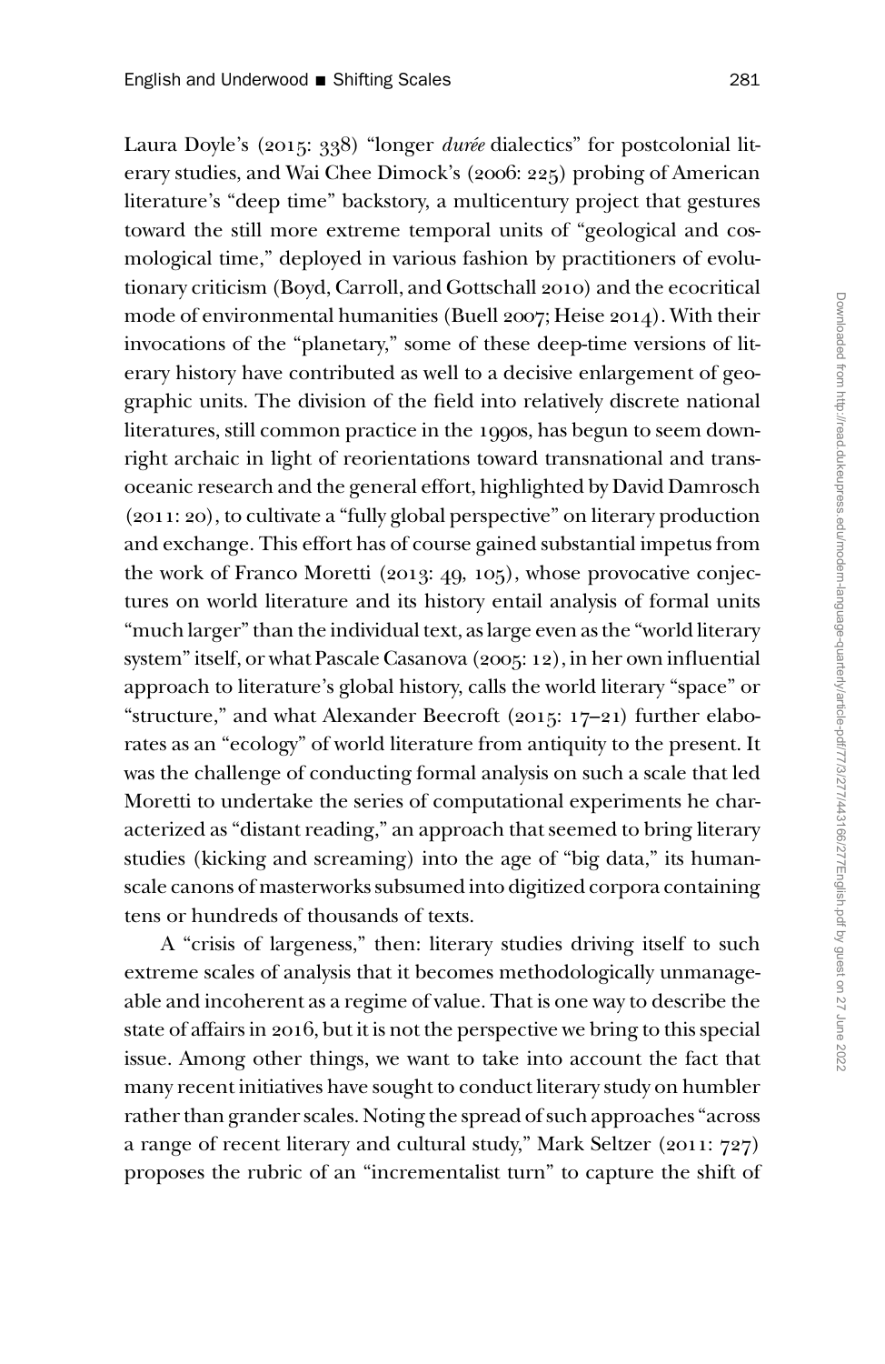Laura Doyle's (2015: 338) "longer *durée* dialectics" for postcolonial literary studies, and Wai Chee Dimock's (2006: 225) probing of American literature's "deep time" backstory, a multicentury project that gestures toward the still more extreme temporal units of "geological and cosmological time," deployed in various fashion by practitioners of evolutionary criticism (Boyd, Carroll, and Gottschall 2010) and the ecocritical mode of environmental humanities (Buell 2007; Heise 2014). With their invocations of the "planetary," some of these deep-time versions of literary history have contributed as well to a decisive enlargement of geographic units. The division of the field into relatively discrete national literatures, still common practice in the 1990s, has begun to seem downright archaic in light of reorientations toward transnational and transoceanic research and the general effort, highlighted by David Damrosch (2011: 20), to cultivate a "fully global perspective" on literary production and exchange. This effort has of course gained substantial impetus from the work of Franco Moretti (2013: 49, 105), whose provocative conjectures on world literature and its history entail analysis of formal units "much larger" than the individual text, as large even as the "world literary system" itself, or what Pascale Casanova (2005: 12), in her own influential approach to literature's global history, calls the world literary "space" or "structure," and what Alexander Beecroft (2015: 17–21) further elaborates as an "ecology" of world literature from antiquity to the present. It was the challenge of conducting formal analysis on such a scale that led Moretti to undertake the series of computational experiments he characterized as "distant reading," an approach that seemed to bring literary studies (kicking and screaming) into the age of "big data," its human-scale canons of masterworks subsumed into digitized corpora containing tens or hundreds of thousands of texts.

A "crisis of largeness," then: literary studies driving itself to such extreme scales of analysis that it becomes methodologically unmanageable and incoherent as a regime of value. That is one way to describe the state of affairs in 2016, but it is not the perspective we bring to this special issue. Among other things, we want to take into account the fact that many recent initiatives have sought to conduct literary study on humbler rather than grander scales. Noting the spread of such approaches "across a range of recent literary and cultural study," Mark Seltzer (2011: 727) proposes the rubric of an "incrementalist turn" to capture the shift of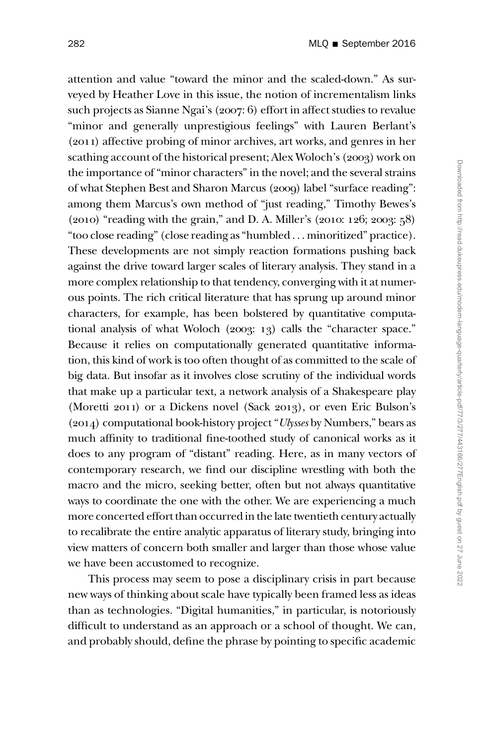attention and value "toward the minor and the scaled-down." As surveyed by Heather Love in this issue, the notion of incrementalism links such projects as Sianne Ngai's (2007: 6) effort in affect studies to revalue "minor and generally unprestigious feelings" with Lauren Berlant's (2011) affective probing of minor archives, art works, and genres in her scathing account of the historical present; Alex Woloch's (2003) work on the importance of "minor characters" in the novel; and the several strains of what Stephen Best and Sharon Marcus (2009) label "surface reading": among them Marcus's own method of "just reading," Timothy Bewes's (2010) "reading with the grain," and D. A. Miller's (2010: 126; 2003: 58) "too close reading" (close reading as "humbled . . . minoritized" practice). These developments are not simply reaction formations pushing back against the drive toward larger scales of literary analysis. They stand in a more complex relationship to that tendency, converging with it at numerous points. The rich critical literature that has sprung up around minor characters, for example, has been bolstered by quantitative computational analysis of what Woloch (2003: 13) calls the "character space." Because it relies on computationally generated quantitative information, this kind of work is too often thought of as committed to the scale of big data. But insofar as it involves close scrutiny of the individual words that make up a particular text, a network analysis of a Shakespeare play (Moretti 2011) or a Dickens novel (Sack 2013), or even Eric Bulson's (2014) computational book-history project "*Ulysses* by Numbers," bears as much affinity to traditional fine-toothed study of canonical works as it does to any program of "distant" reading. Here, as in many vectors of contemporary research, we find our discipline wrestling with both the macro and the micro, seeking better, often but not always quantitative ways to coordinate the one with the other. We are experiencing a much more concerted effort than occurred in the late twentieth century actually to recalibrate the entire analytic apparatus of literary study, bringing into view matters of concern both smaller and larger than those whose value we have been accustomed to recognize.

This process may seem to pose a disciplinary crisis in part because new ways of thinking about scale have typically been framed less as ideas than as technologies. "Digital humanities," in particular, is notoriously difficult to understand as an approach or a school of thought. We can, and probably should, define the phrase by pointing to specific academic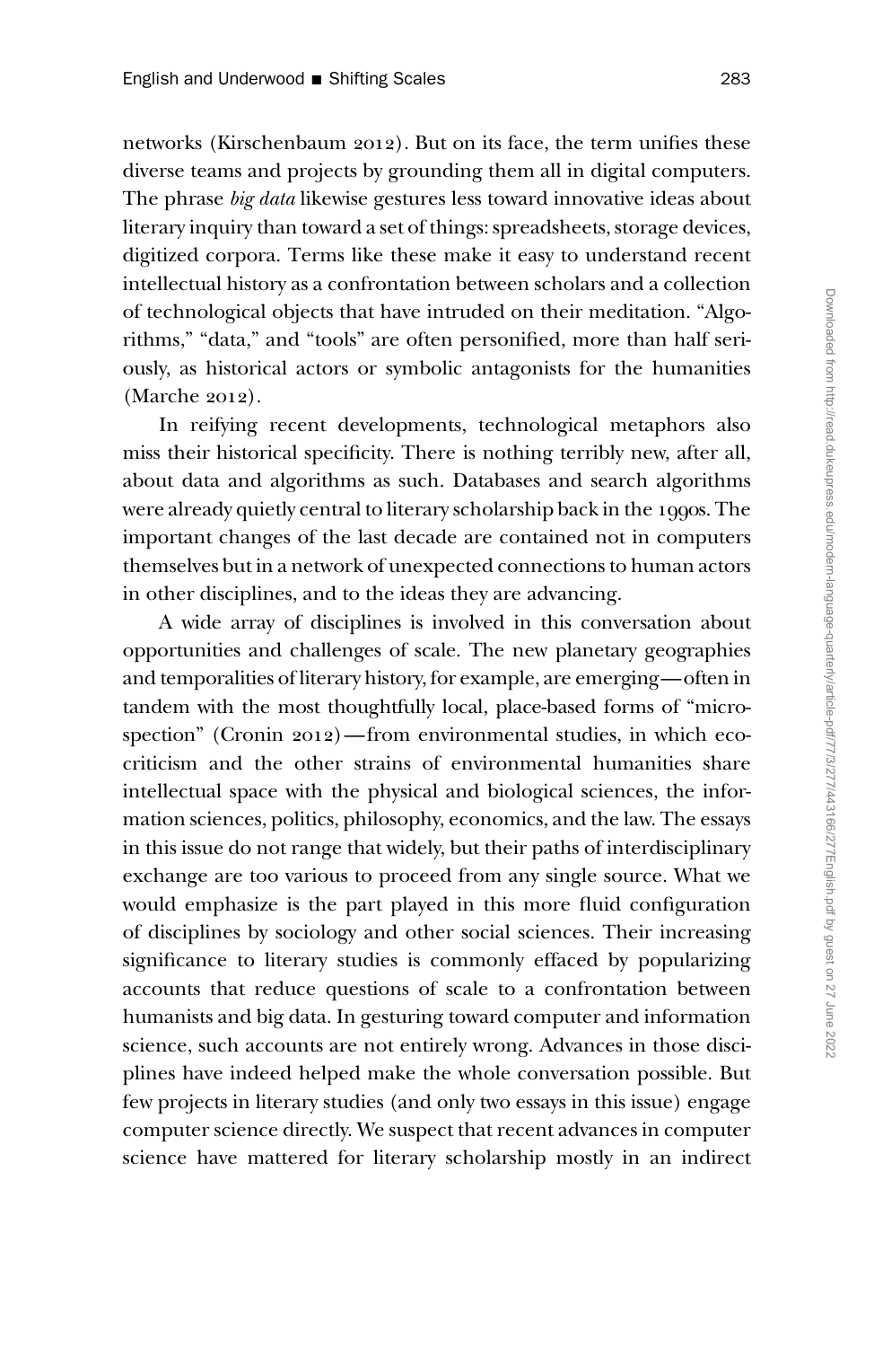networks (Kirschenbaum 2012). But on its face, the term unifies these diverse teams and projects by grounding them all in digital computers. The phrase *big data* likewise gestures less toward innovative ideas about literary inquiry than toward a set of things: spreadsheets, storage devices, digitized corpora. Terms like these make it easy to understand recent intellectual history as a confrontation between scholars and a collection of technological objects that have intruded on their meditation. "Algorithms," "data," and "tools" are often personified, more than half seriously, as historical actors or symbolic antagonists for the humanities (Marche 2012).

In reifying recent developments, technological metaphors also miss their historical specificity. There is nothing terribly new, after all, about data and algorithms as such. Databases and search algorithms were already quietly central to literary scholarship back in the 1990s. The important changes of the last decade are contained not in computers themselves but in a network of unexpected connections to human actors in other disciplines, and to the ideas they are advancing.

A wide array of disciplines is involved in this conversation about opportunities and challenges of scale. The new planetary geographies and temporalities of literary history, for example, are emerging—often in tandem with the most thoughtfully local, place-based forms of "microspection" (Cronin 2012)—from environmental studies, in which ecocriticism and the other strains of environmental humanities share intellectual space with the physical and biological sciences, the information sciences, politics, philosophy, economics, and the law. The essays in this issue do not range that widely, but their paths of interdisciplinary exchange are too various to proceed from any single source. What we would emphasize is the part played in this more fluid configuration of disciplines by sociology and other social sciences. Their increasing significance to literary studies is commonly effaced by popularizing accounts that reduce questions of scale to a confrontation between humanists and big data. In gesturing toward computer and information science, such accounts are not entirely wrong. Advances in those disciplines have indeed helped make the whole conversation possible. But few projects in literary studies (and only two essays in this issue) engage computer science directly. We suspect that recent advances in computer science have mattered for literary scholarship mostly in an indirect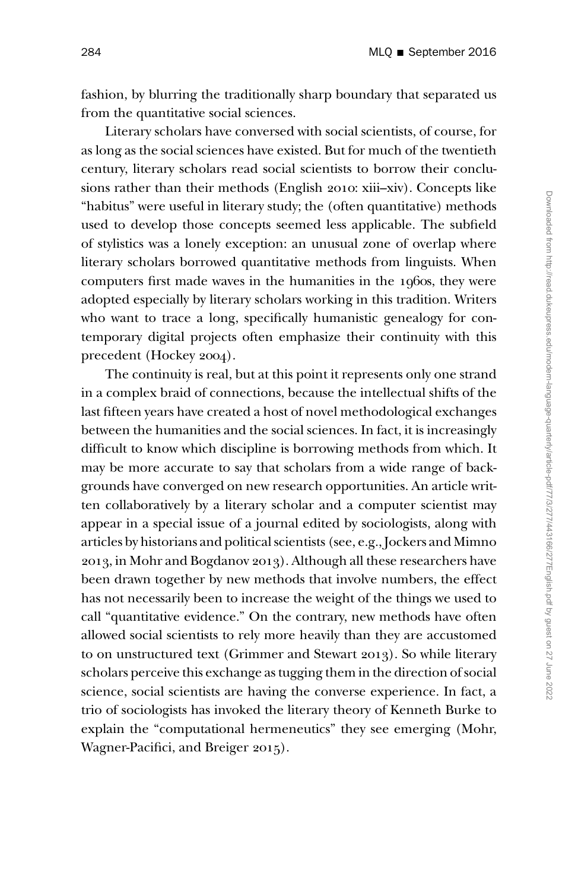fashion, by blurring the traditionally sharp boundary that separated us from the quantitative social sciences.

Literary scholars have conversed with social scientists, of course, for as long as the social sciences have existed. But for much of the twentieth century, literary scholars read social scientists to borrow their conclusions rather than their methods (English 2010: xiii–xiv). Concepts like "habitus" were useful in literary study; the (often quantitative) methods used to develop those concepts seemed less applicable. The subfield of stylistics was a lonely exception: an unusual zone of overlap where literary scholars borrowed quantitative methods from linguists. When computers first made waves in the humanities in the 1960s, they were adopted especially by literary scholars working in this tradition. Writers who want to trace a long, specifically humanistic genealogy for contemporary digital projects often emphasize their continuity with this precedent (Hockey 2004).

The continuity is real, but at this point it represents only one strand in a complex braid of connections, because the intellectual shifts of the last fifteen years have created a host of novel methodological exchanges between the humanities and the social sciences. In fact, it is increasingly difficult to know which discipline is borrowing methods from which. It may be more accurate to say that scholars from a wide range of backgrounds have converged on new research opportunities. An article written collaboratively by a literary scholar and a computer scientist may appear in a special issue of a journal edited by sociologists, along with articles by historians and political scientists (see, e.g., Jockers and Mimno 2013, in Mohr and Bogdanov 2013). Although all these researchers have been drawn together by new methods that involve numbers, the effect has not necessarily been to increase the weight of the things we used to call "quantitative evidence." On the contrary, new methods have often allowed social scientists to rely more heavily than they are accustomed to on unstructured text (Grimmer and Stewart 2013). So while literary scholars perceive this exchange as tugging them in the direction of social science, social scientists are having the converse experience. In fact, a trio of sociologists has invoked the literary theory of Kenneth Burke to explain the "computational hermeneutics" they see emerging (Mohr, Wagner-Pacifici, and Breiger 2015).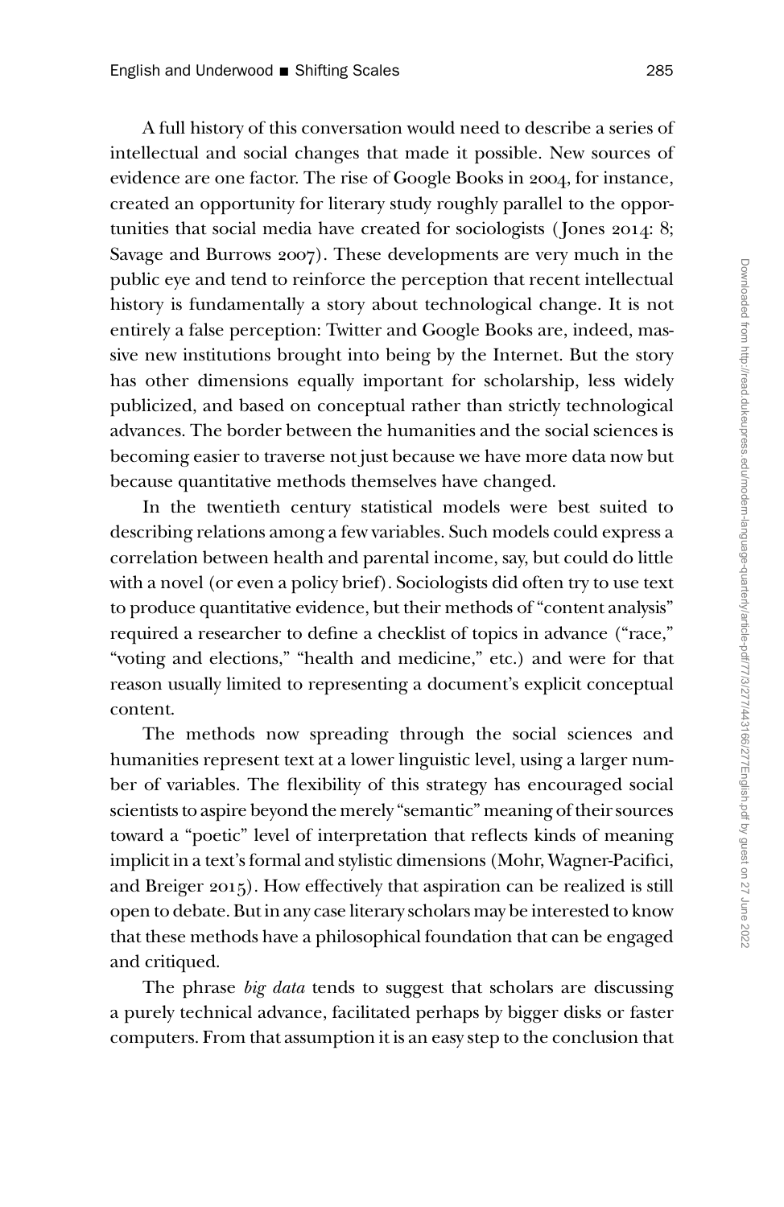A full history of this conversation would need to describe a series of intellectual and social changes that made it possible. New sources of evidence are one factor. The rise of Google Books in 2004, for instance, created an opportunity for literary study roughly parallel to the opportunities that social media have created for sociologists (Jones 2014: 8; Savage and Burrows 2007). These developments are very much in the public eye and tend to reinforce the perception that recent intellectual history is fundamentally a story about technological change. It is not entirely a false perception: Twitter and Google Books are, indeed, massive new institutions brought into being by the Internet. But the story has other dimensions equally important for scholarship, less widely publicized, and based on conceptual rather than strictly technological advances. The border between the humanities and the social sciences is becoming easier to traverse not just because we have more data now but because quantitative methods themselves have changed.

In the twentieth century statistical models were best suited to describing relations among a few variables. Such models could express a correlation between health and parental income, say, but could do little with a novel (or even a policy brief). Sociologists did often try to use text to produce quantitative evidence, but their methods of "content analysis" required a researcher to define a checklist of topics in advance ("race," "voting and elections," "health and medicine," etc.) and were for that reason usually limited to representing a document's explicit conceptual content.

The methods now spreading through the social sciences and humanities represent text at a lower linguistic level, using a larger number of variables. The flexibility of this strategy has encouraged social scientists to aspire beyond the merely "semantic" meaning of their sources toward a "poetic" level of interpretation that reflects kinds of meaning implicit in a text's formal and stylistic dimensions (Mohr, Wagner-Pacifici, and Breiger 2015). How effectively that aspiration can be realized is still open to debate. But in any case literary scholars may be interested to know that these methods have a philosophical foundation that can be engaged and critiqued.

The phrase *big data* tends to suggest that scholars are discussing a purely technical advance, facilitated perhaps by bigger disks or faster computers. From that assumption it is an easy step to the conclusion that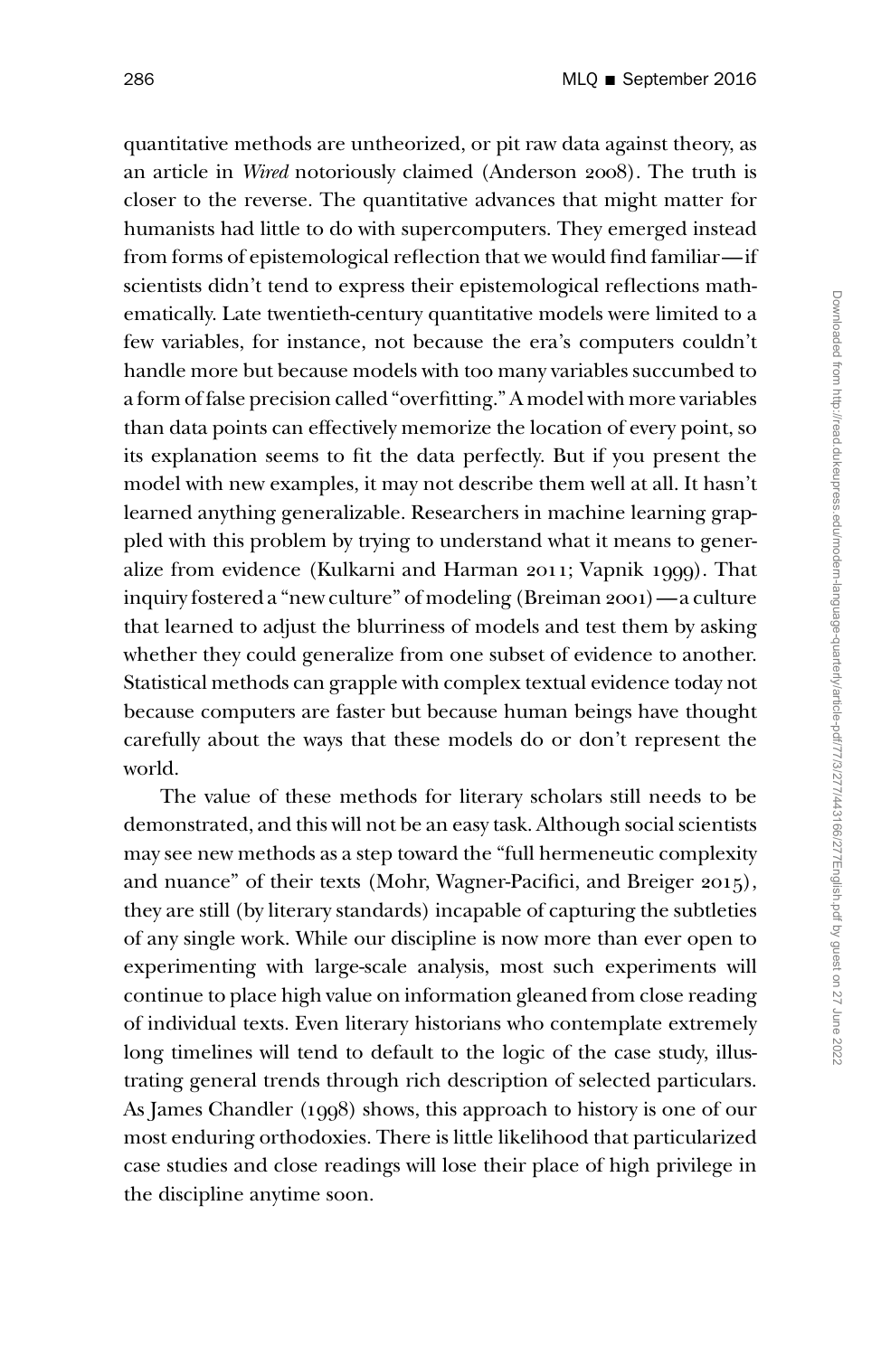quantitative methods are untheorized, or pit raw data against theory, as an article in *Wired* notoriously claimed (Anderson 2008). The truth is closer to the reverse. The quantitative advances that might matter for humanists had little to do with supercomputers. They emerged instead from forms of epistemological reflection that we would find familiar—if scientists didn't tend to express their epistemological reflections mathematically. Late twentieth-century quantitative models were limited to a few variables, for instance, not because the era's computers couldn't handle more but because models with too many variables succumbed to a form of false precision called "overfitting." A model with more variables than data points can effectively memorize the location of every point, so its explanation seems to fit the data perfectly. But if you present the model with new examples, it may not describe them well at all. It hasn't learned anything generalizable. Researchers in machine learning grappled with this problem by trying to understand what it means to generalize from evidence (Kulkarni and Harman 2011; Vapnik 1999). That inquiry fostered a "new culture" of modeling (Breiman 2001)—a culture that learned to adjust the blurriness of models and test them by asking whether they could generalize from one subset of evidence to another. Statistical methods can grapple with complex textual evidence today not because computers are faster but because human beings have thought carefully about the ways that these models do or don't represent the world.

The value of these methods for literary scholars still needs to be demonstrated, and this will not be an easy task. Although social scientists may see new methods as a step toward the "full hermeneutic complexity and nuance" of their texts (Mohr, Wagner-Pacifici, and Breiger 2015), they are still (by literary standards) incapable of capturing the subtleties of any single work. While our discipline is now more than ever open to experimenting with large-scale analysis, most such experiments will continue to place high value on information gleaned from close reading of individual texts. Even literary historians who contemplate extremely long timelines will tend to default to the logic of the case study, illustrating general trends through rich description of selected particulars. As James Chandler (1998) shows, this approach to history is one of our most enduring orthodoxies. There is little likelihood that particularized case studies and close readings will lose their place of high privilege in the discipline anytime soon.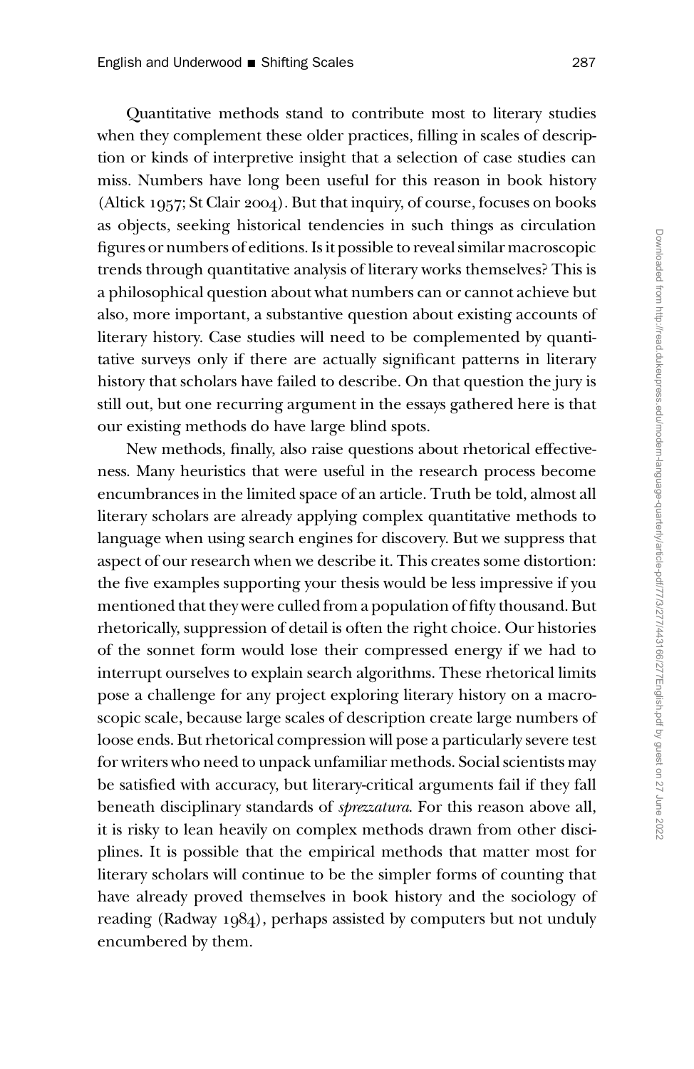Quantitative methods stand to contribute most to literary studies when they complement these older practices, filling in scales of description or kinds of interpretive insight that a selection of case studies can miss. Numbers have long been useful for this reason in book history (Altick 1957; St Clair 2004). But that inquiry, of course, focuses on books as objects, seeking historical tendencies in such things as circulation figures or numbers of editions. Is it possible to reveal similar macroscopic trends through quantitative analysis of literary works themselves? This is a philosophical question about what numbers can or cannot achieve but also, more important, a substantive question about existing accounts of literary history. Case studies will need to be complemented by quantitative surveys only if there are actually significant patterns in literary history that scholars have failed to describe. On that question the jury is still out, but one recurring argument in the essays gathered here is that our existing methods do have large blind spots.

New methods, finally, also raise questions about rhetorical effectiveness. Many heuristics that were useful in the research process become encumbrances in the limited space of an article. Truth be told, almost all literary scholars are already applying complex quantitative methods to language when using search engines for discovery. But we suppress that aspect of our research when we describe it. This creates some distortion: the five examples supporting your thesis would be less impressive if you mentioned that they were culled from a population of fifty thousand. But rhetorically, suppression of detail is often the right choice. Our histories of the sonnet form would lose their compressed energy if we had to interrupt ourselves to explain search algorithms. These rhetorical limits pose a challenge for any project exploring literary history on a macroscopic scale, because large scales of description create large numbers of loose ends. But rhetorical compression will pose a particularly severe test for writers who need to unpack unfamiliar methods. Social scientists may be satisfied with accuracy, but literary-critical arguments fail if they fall beneath disciplinary standards of *sprezzatura*. For this reason above all, it is risky to lean heavily on complex methods drawn from other disciplines. It is possible that the empirical methods that matter most for literary scholars will continue to be the simpler forms of counting that have already proved themselves in book history and the sociology of reading (Radway 1984), perhaps assisted by computers but not unduly encumbered by them.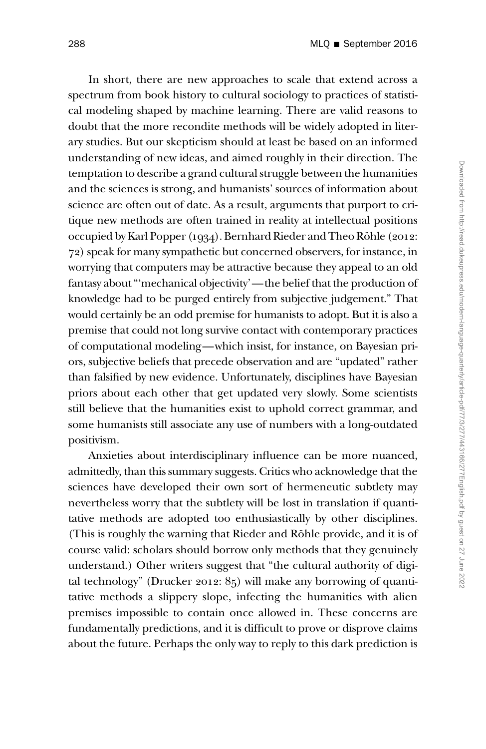In short, there are new approaches to scale that extend across a spectrum from book history to cultural sociology to practices of statistical modeling shaped by machine learning. There are valid reasons to doubt that the more recondite methods will be widely adopted in literary studies. But our skepticism should at least be based on an informed understanding of new ideas, and aimed roughly in their direction. The temptation to describe a grand cultural struggle between the humanities and the sciences is strong, and humanists' sources of information about science are often out of date. As a result, arguments that purport to critique new methods are often trained in reality at intellectual positions occupied by Karl Popper (1934). Bernhard Rieder and Theo Röhle (2012: 72) speak for many sympathetic but concerned observers, for instance, in worrying that computers may be attractive because they appeal to an old fantasy about "'mechanical objectivity'—the belief that the production of knowledge had to be purged entirely from subjective judgement." That would certainly be an odd premise for humanists to adopt. But it is also a premise that could not long survive contact with contemporary practices of computational modeling—which insist, for instance, on Bayesian priors, subjective beliefs that precede observation and are "updated" rather than falsified by new evidence. Unfortunately, disciplines have Bayesian priors about each other that get updated very slowly. Some scientists still believe that the humanities exist to uphold correct grammar, and some humanists still associate any use of numbers with a long-outdated positivism.

Anxieties about interdisciplinary influence can be more nuanced, admittedly, than this summary suggests. Critics who acknowledge that the sciences have developed their own sort of hermeneutic subtlety may nevertheless worry that the subtlety will be lost in translation if quantitative methods are adopted too enthusiastically by other disciplines. (This is roughly the warning that Rieder and Röhle provide, and it is of course valid: scholars should borrow only methods that they genuinely understand.) Other writers suggest that "the cultural authority of digital technology" (Drucker 2012: 85) will make any borrowing of quantitative methods a slippery slope, infecting the humanities with alien premises impossible to contain once allowed in. These concerns are fundamentally predictions, and it is difficult to prove or disprove claims about the future. Perhaps the only way to reply to this dark prediction is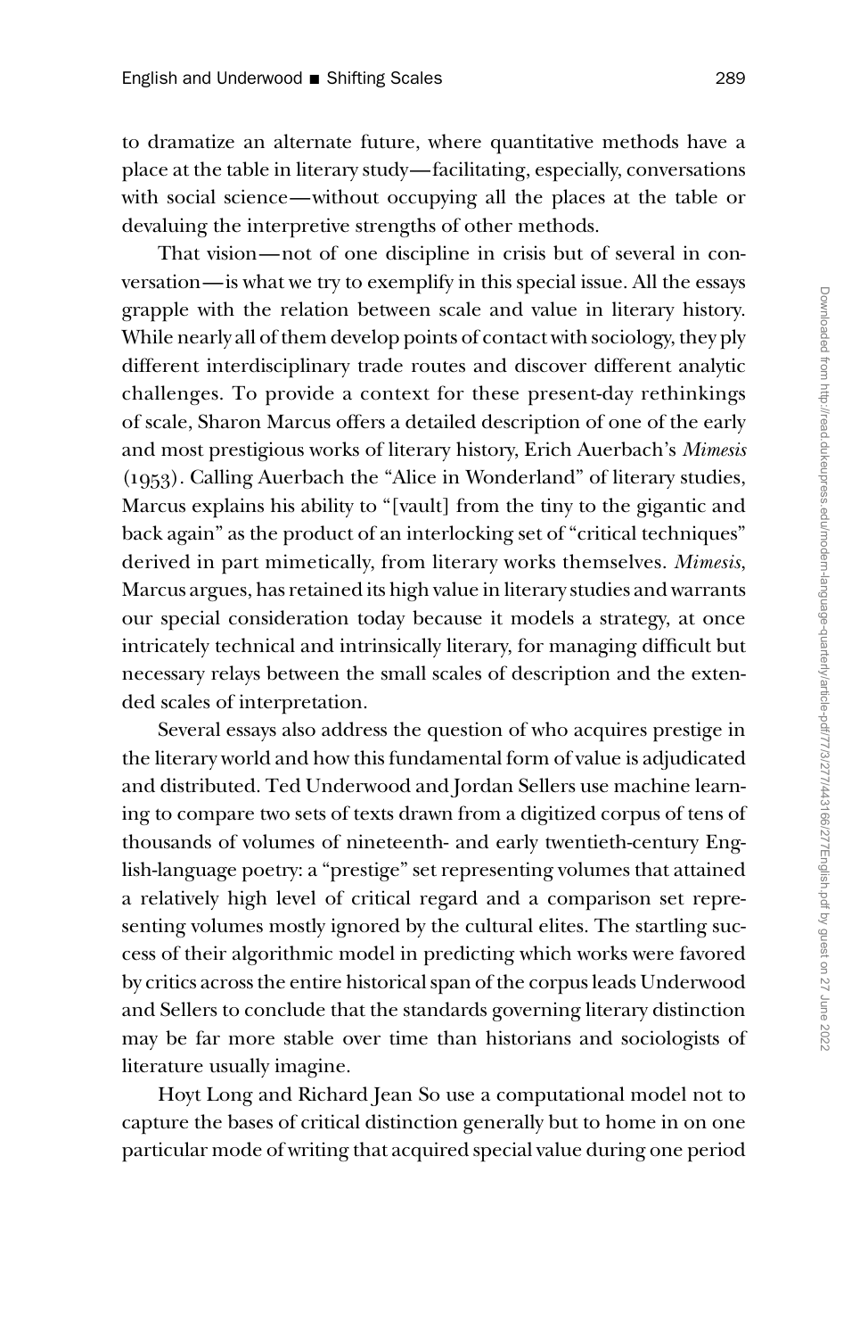to dramatize an alternate future, where quantitative methods have a place at the table in literary study—facilitating, especially, conversations with social science—without occupying all the places at the table or devaluing the interpretive strengths of other methods.

That vision—not of one discipline in crisis but of several in conversation—is what we try to exemplify in this special issue. All the essays grapple with the relation between scale and value in literary history. While nearly all of them develop points of contact with sociology, they ply different interdisciplinary trade routes and discover different analytic challenges. To provide a context for these present-day rethinkings of scale, Sharon Marcus offers a detailed description of one of the early and most prestigious works of literary history, Erich Auerbach's *Mimesis* (1953). Calling Auerbach the "Alice in Wonderland" of literary studies, Marcus explains his ability to "[vault] from the tiny to the gigantic and back again" as the product of an interlocking set of "critical techniques" derived in part mimetically, from literary works themselves. *Mimesis*, Marcus argues, has retained its high value in literary studies and warrants our special consideration today because it models a strategy, at once intricately technical and intrinsically literary, for managing difficult but necessary relays between the small scales of description and the extended scales of interpretation.

Several essays also address the question of who acquires prestige in the literary world and how this fundamental form of value is adjudicated and distributed. Ted Underwood and Jordan Sellers use machine learning to compare two sets of texts drawn from a digitized corpus of tens of thousands of volumes of nineteenth- and early twentieth-century English-language poetry: a "prestige" set representing volumes that attained a relatively high level of critical regard and a comparison set representing volumes mostly ignored by the cultural elites. The startling success of their algorithmic model in predicting which works were favored by critics across the entire historical span of the corpus leads Underwood and Sellers to conclude that the standards governing literary distinction may be far more stable over time than historians and sociologists of literature usually imagine.

Hoyt Long and Richard Jean So use a computational model not to capture the bases of critical distinction generally but to home in on one particular mode of writing that acquired special value during one period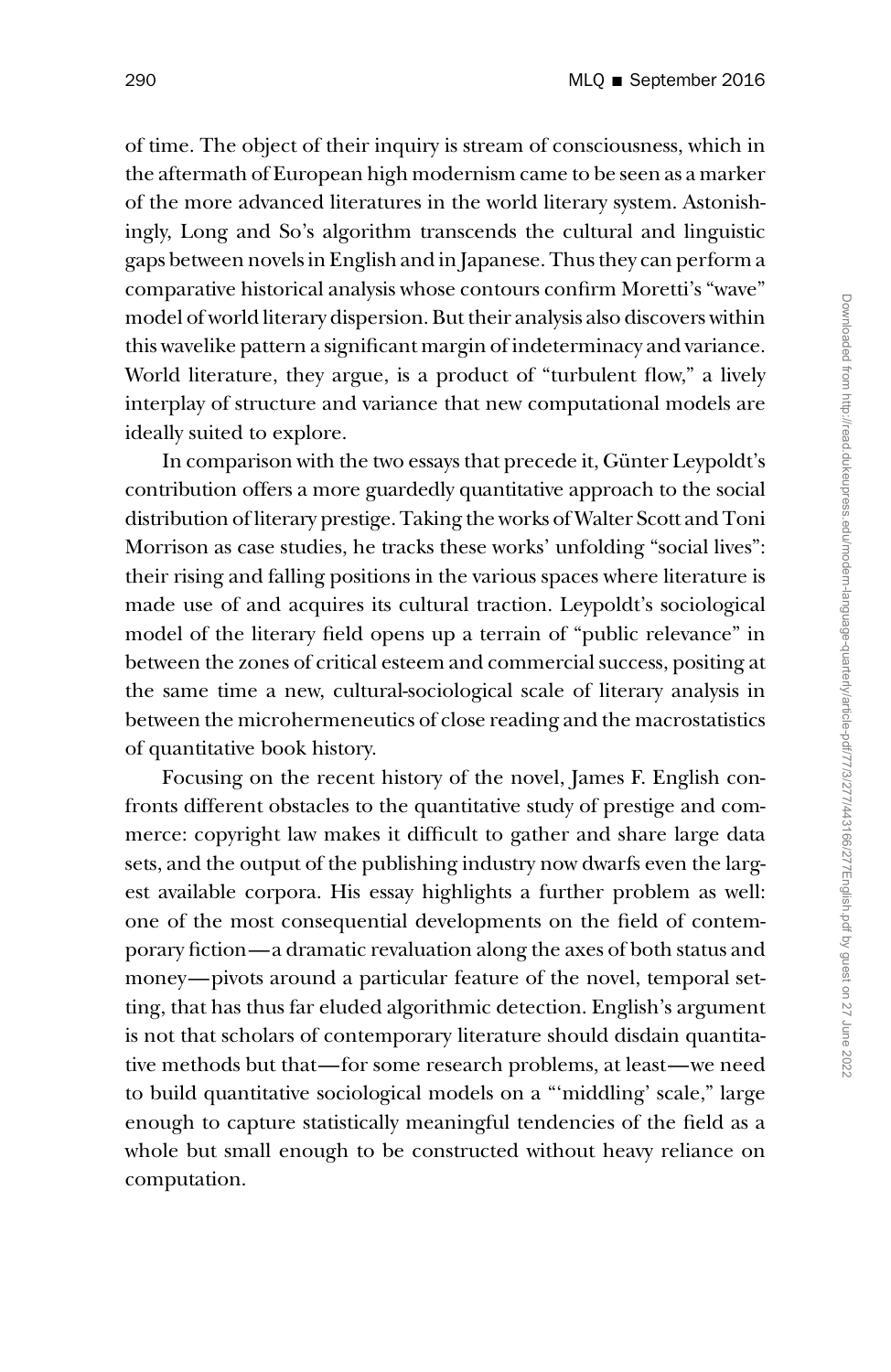of time. The object of their inquiry is stream of consciousness, which in the aftermath of European high modernism came to be seen as a marker of the more advanced literatures in the world literary system. Astonishingly, Long and So's algorithm transcends the cultural and linguistic gaps between novels in English and in Japanese. Thus they can perform a comparative historical analysis whose contours confirm Moretti's "wave" model of world literary dispersion. But their analysis also discovers within this wavelike pattern a significant margin of indeterminacy and variance. World literature, they argue, is a product of "turbulent flow," a lively interplay of structure and variance that new computational models are ideally suited to explore.

In comparison with the two essays that precede it, Günter Leypoldt's contribution offers a more guardedly quantitative approach to the social distribution of literary prestige. Taking the works of Walter Scott and Toni Morrison as case studies, he tracks these works' unfolding "social lives": their rising and falling positions in the various spaces where literature is made use of and acquires its cultural traction. Leypoldt's sociological model of the literary field opens up a terrain of "public relevance" in between the zones of critical esteem and commercial success, positing at the same time a new, cultural-sociological scale of literary analysis in between the microhermeneutics of close reading and the macrostatistics of quantitative book history.

Focusing on the recent history of the novel, James F. English confronts different obstacles to the quantitative study of prestige and commerce: copyright law makes it difficult to gather and share large data sets, and the output of the publishing industry now dwarfs even the largest available corpora. His essay highlights a further problem as well: one of the most consequential developments on the field of contemporary fiction—a dramatic revaluation along the axes of both status and money—pivots around a particular feature of the novel, temporal setting, that has thus far eluded algorithmic detection. English's argument is not that scholars of contemporary literature should disdain quantitative methods but that—for some research problems, at least—we need to build quantitative sociological models on a "'middling' scale," large enough to capture statistically meaningful tendencies of the field as a whole but small enough to be constructed without heavy reliance on computation.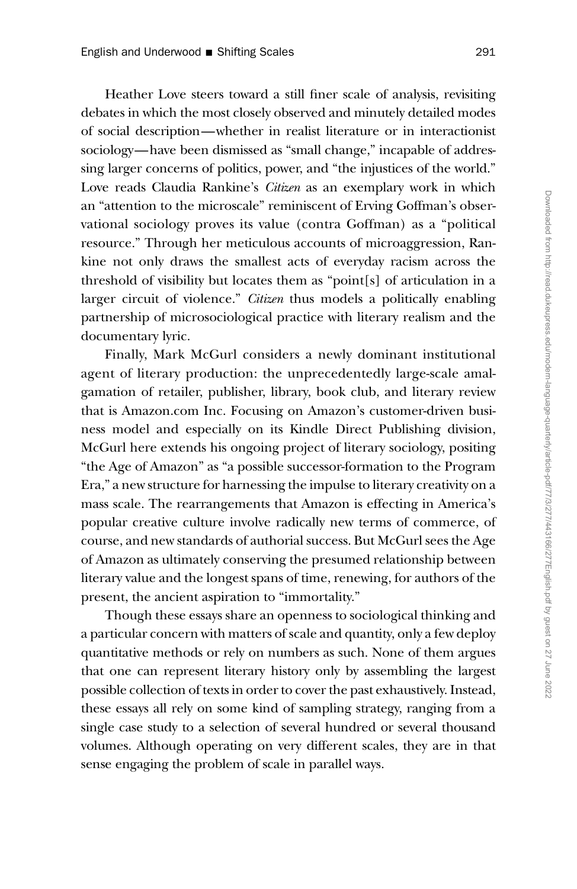Heather Love steers toward a still finer scale of analysis, revisiting debates in which the most closely observed and minutely detailed modes of social description—whether in realist literature or in interactionist sociology—have been dismissed as "small change," incapable of addressing larger concerns of politics, power, and "the injustices of the world." Love reads Claudia Rankine's *Citizen* as an exemplary work in which an "attention to the microscale" reminiscent of Erving Goffman's observational sociology proves its value (contra Goffman) as a "political resource." Through her meticulous accounts of microaggression, Rankine not only draws the smallest acts of everyday racism across the threshold of visibility but locates them as "point[s] of articulation in a larger circuit of violence." *Citizen* thus models a politically enabling partnership of microsociological practice with literary realism and the documentary lyric.

Finally, Mark McGurl considers a newly dominant institutional agent of literary production: the unprecedentedly large-scale amalgamation of retailer, publisher, library, book club, and literary review that is Amazon.com Inc. Focusing on Amazon's customer-driven business model and especially on its Kindle Direct Publishing division, McGurl here extends his ongoing project of literary sociology, positing "the Age of Amazon" as "a possible successor-formation to the Program Era," a new structure for harnessing the impulse to literary creativity on a mass scale. The rearrangements that Amazon is effecting in America's popular creative culture involve radically new terms of commerce, of course, and new standards of authorial success. But McGurl sees the Age of Amazon as ultimately conserving the presumed relationship between literary value and the longest spans of time, renewing, for authors of the present, the ancient aspiration to "immortality."

Though these essays share an openness to sociological thinking and a particular concern with matters of scale and quantity, only a few deploy quantitative methods or rely on numbers as such. None of them argues that one can represent literary history only by assembling the largest possible collection of texts in order to cover the past exhaustively. Instead, these essays all rely on some kind of sampling strategy, ranging from a single case study to a selection of several hundred or several thousand volumes. Although operating on very different scales, they are in that sense engaging the problem of scale in parallel ways.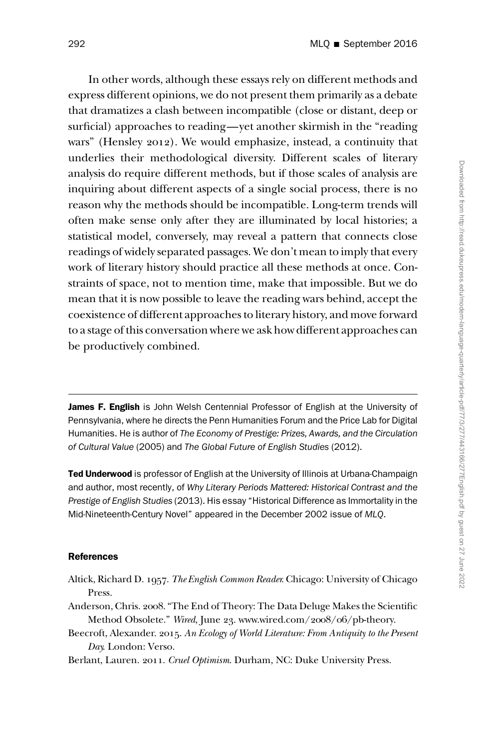In other words, although these essays rely on different methods and express different opinions, we do not present them primarily as a debate that dramatizes a clash between incompatible (close or distant, deep or surficial) approaches to reading—yet another skirmish in the "reading wars" (Hensley 2012). We would emphasize, instead, a continuity that underlies their methodological diversity. Different scales of literary analysis do require different methods, but if those scales of analysis are inquiring about different aspects of a single social process, there is no reason why the methods should be incompatible. Long-term trends will often make sense only after they are illuminated by local histories; a statistical model, conversely, may reveal a pattern that connects close readings of widely separated passages. We don't mean to imply that every work of literary history should practice all these methods at once. Constraints of space, not to mention time, make that impossible. But we do mean that it is now possible to leave the reading wars behind, accept the coexistence of different approaches to literary history, and move forward to a stage of this conversation where we ask how different approaches can be productively combined.

---

**James F. English** is John Welsh Centennial Professor of English at the University of Pennsylvania, where he directs the Penn Humanities Forum and the Price Lab for Digital Humanities. He is author of *The Economy of Prestige: Prizes, Awards, and the Circulation of Cultural Value* (2005) and *The Global Future of English Studies* (2012).

**Ted Underwood** is professor of English at the University of Illinois at Urbana-Champaign and author, most recently, of *Why Literary Periods Mattered: Historical Contrast and the Prestige of English Studies* (2013). His essay "Historical Difference as Immortality in the Mid-Nineteenth-Century Novel" appeared in the December 2002 issue of *MLQ*.

#### References

Altick, Richard D. 1957. *The English Common Reader.* Chicago: University of Chicago Press.

Anderson, Chris. 2008. "The End of Theory: The Data Deluge Makes the Scientific Method Obsolete." *Wired*, June 23. www.wired.com/2008/06/pb-theory.

Beecroft, Alexander. 2015. *An Ecology of World Literature: From Antiquity to the Present Day.* London: Verso.

Berlant, Lauren. 2011. *Cruel Optimism.* Durham, NC: Duke University Press.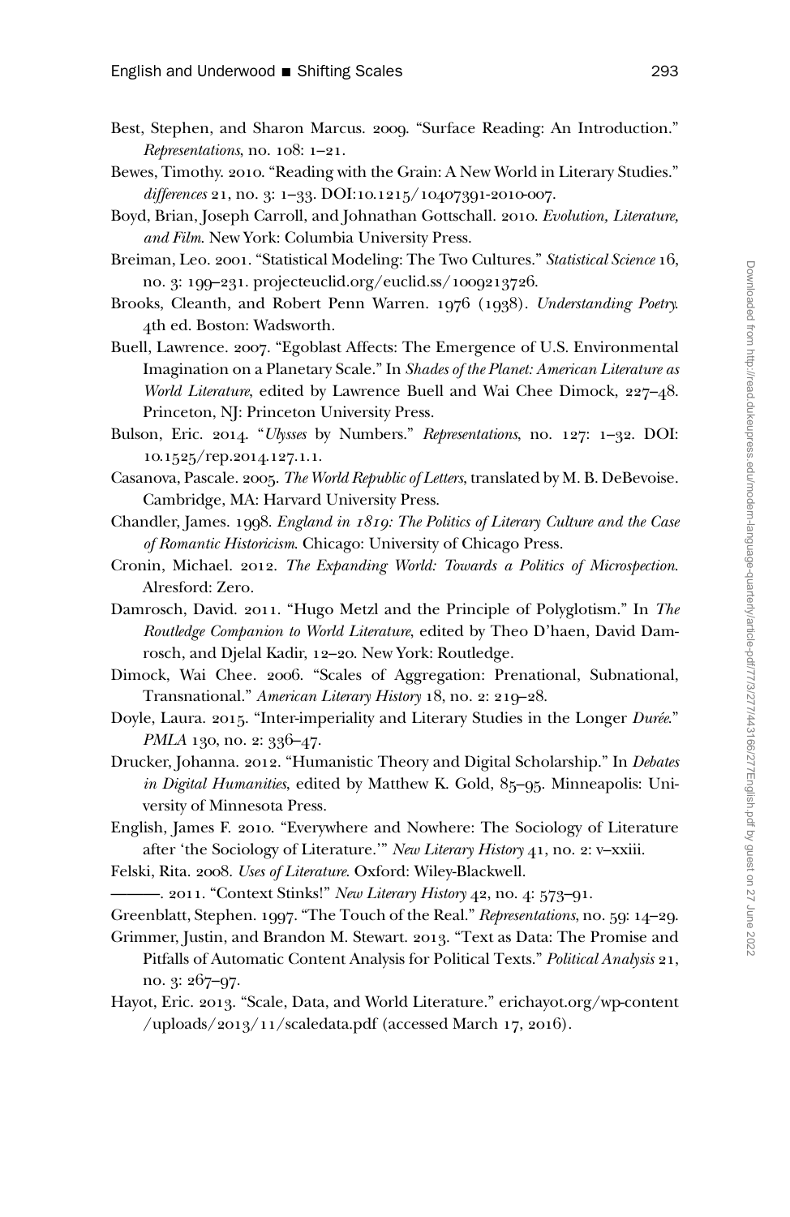Best, Stephen, and Sharon Marcus. 2009. "Surface Reading: An Introduction." *Representations*, no. 108: 1–21.

Bewes, Timothy. 2010. "Reading with the Grain: A New World in Literary Studies." *differences* 21, no. 3: 1–33. DOI:10.1215/10407391-2010-007.

Boyd, Brian, Joseph Carroll, and Johnathan Gottschall. 2010. *Evolution, Literature, and Film*. New York: Columbia University Press.

Breiman, Leo. 2001. "Statistical Modeling: The Two Cultures." *Statistical Science* 16, no. 3: 199–231. projecteuclid.org/euclid.ss/1009213726.

Brooks, Cleanth, and Robert Penn Warren. 1976 (1938). *Understanding Poetry*. 4th ed. Boston: Wadsworth.

Buell, Lawrence. 2007. "Egoblast Affects: The Emergence of U.S. Environmental Imagination on a Planetary Scale." In *Shades of the Planet: American Literature as World Literature*, edited by Lawrence Buell and Wai Chee Dimock, 227–48. Princeton, NJ: Princeton University Press.

Bulson, Eric. 2014. "*Ulysses* by Numbers." *Representations*, no. 127: 1–32. DOI: 10.1525/rep.2014.127.1.1.

Casanova, Pascale. 2005. *The World Republic of Letters*, translated by M. B. DeBevoise. Cambridge, MA: Harvard University Press.

Chandler, James. 1998. *England in 1819: The Politics of Literary Culture and the Case of Romantic Historicism*. Chicago: University of Chicago Press.

Cronin, Michael. 2012. *The Expanding World: Towards a Politics of Microspection*. Alresford: Zero.

Damrosch, David. 2011. "Hugo Metzl and the Principle of Polyglotism." In *The Routledge Companion to World Literature*, edited by Theo D'haen, David Damrosch, and Djelal Kadir, 12–20. New York: Routledge.

Dimock, Wai Chee. 2006. "Scales of Aggregation: Prenational, Subnational, Transnational." *American Literary History* 18, no. 2: 219–28.

Doyle, Laura. 2015. "Inter-imperiality and Literary Studies in the Longer *Durée*." *PMLA* 130, no. 2: 336–47.

Drucker, Johanna. 2012. "Humanistic Theory and Digital Scholarship." In *Debates in Digital Humanities*, edited by Matthew K. Gold, 85–95. Minneapolis: University of Minnesota Press.

English, James F. 2010. "Everywhere and Nowhere: The Sociology of Literature after 'the Sociology of Literature.'" *New Literary History* 41, no. 2: v–xxiii.

Felski, Rita. 2008. *Uses of Literature*. Oxford: Wiley-Blackwell.

———. 2011. "Context Stinks!" *New Literary History* 42, no. 4: 573–91.

Greenblatt, Stephen. 1997. "The Touch of the Real." *Representations*, no. 59: 14–29.

Grimmer, Justin, and Brandon M. Stewart. 2013. "Text as Data: The Promise and Pitfalls of Automatic Content Analysis for Political Texts." *Political Analysis* 21, no. 3: 267–97.

Hayot, Eric. 2013. "Scale, Data, and World Literature." erichayot.org/wp-content/uploads/2013/11/scaledata.pdf (accessed March 17, 2016).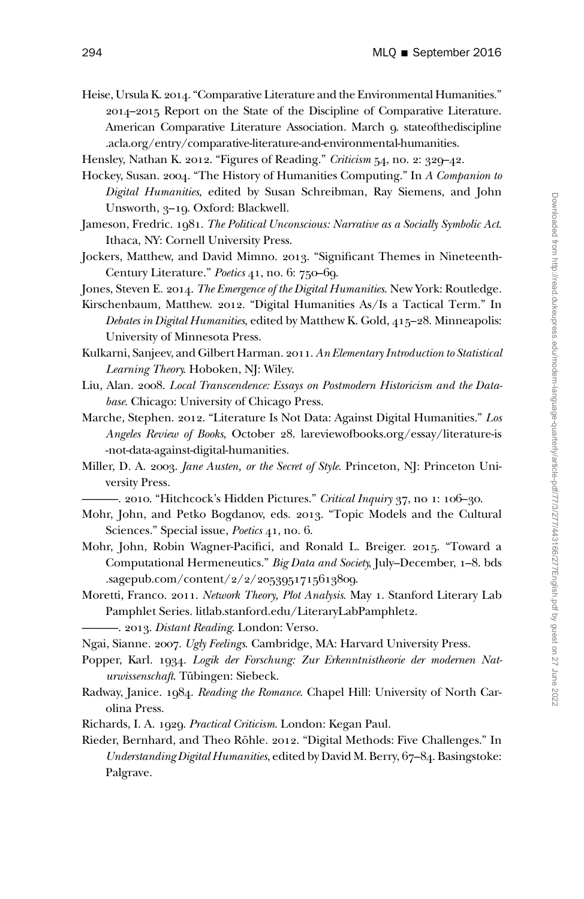Heise, Ursula K. 2014. "Comparative Literature and the Environmental Humanities." 2014–2015 Report on the State of the Discipline of Comparative Literature. American Comparative Literature Association. March 9. stateofthediscipline.acla.org/entry/comparative-literature-and-environmental-humanities.

Hensley, Nathan K. 2012. "Figures of Reading." *Criticism* 54, no. 2: 329–42.

Hockey, Susan. 2004. "The History of Humanities Computing." In *A Companion to Digital Humanities*, edited by Susan Schreibman, Ray Siemens, and John Unsworth, 3–19. Oxford: Blackwell.

Jameson, Fredric. 1981. *The Political Unconscious: Narrative as a Socially Symbolic Act*. Ithaca, NY: Cornell University Press.

Jockers, Matthew, and David Mimno. 2013. "Significant Themes in Nineteenth-Century Literature." *Poetics* 41, no. 6: 750–69.

Jones, Steven E. 2014. *The Emergence of the Digital Humanities*. New York: Routledge.

Kirschenbaum, Matthew. 2012. "Digital Humanities As/Is a Tactical Term." In *Debates in Digital Humanities*, edited by Matthew K. Gold, 415–28. Minneapolis: University of Minnesota Press.

Kulkarni, Sanjeev, and Gilbert Harman. 2011. *An Elementary Introduction to Statistical Learning Theory*. Hoboken, NJ: Wiley.

Liu, Alan. 2008. *Local Transcendence: Essays on Postmodern Historicism and the Database*. Chicago: University of Chicago Press.

Marche, Stephen. 2012. "Literature Is Not Data: Against Digital Humanities." *Los Angeles Review of Books*, October 28. lareviewofbooks.org/essay/literature-is-not-data-against-digital-humanities.

Miller, D. A. 2003. *Jane Austen, or the Secret of Style*. Princeton, NJ: Princeton University Press.

———. 2010. "Hitchcock's Hidden Pictures." *Critical Inquiry* 37, no 1: 106–30.

Mohr, John, and Petko Bogdanov, eds. 2013. "Topic Models and the Cultural Sciences." Special issue, *Poetics* 41, no. 6.

Mohr, John, Robin Wagner-Pacifici, and Ronald L. Breiger. 2015. "Toward a Computational Hermeneutics." *Big Data and Society*, July–December, 1–8. bds.sagepub.com/content/2/2/2053951715613809.

Moretti, Franco. 2011. *Network Theory, Plot Analysis*. May 1. Stanford Literary Lab Pamphlet Series. litlab.stanford.edu/LiteraryLabPamphlet2.

———. 2013. *Distant Reading*. London: Verso.

Ngai, Sianne. 2007. *Ugly Feelings*. Cambridge, MA: Harvard University Press.

Popper, Karl. 1934. *Logik der Forschung: Zur Erkenntnistheorie der modernen Naturwissenschaft*. Tübingen: Siebeck.

Radway, Janice. 1984. *Reading the Romance*. Chapel Hill: University of North Carolina Press.

Richards, I. A. 1929. *Practical Criticism*. London: Kegan Paul.

Rieder, Bernhard, and Theo Röhle. 2012. "Digital Methods: Five Challenges." In *Understanding Digital Humanities*, edited by David M. Berry, 67–84. Basingstoke: Palgrave.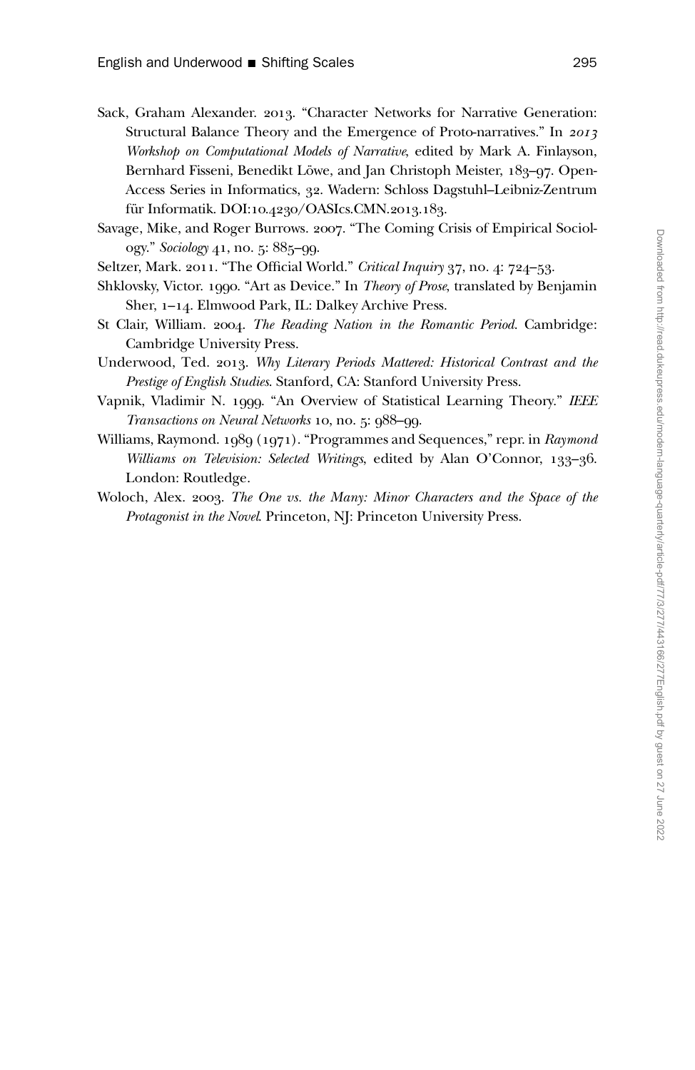Sack, Graham Alexander. 2013. "Character Networks for Narrative Generation: Structural Balance Theory and the Emergence of Proto-narratives." In *2013 Workshop on Computational Models of Narrative*, edited by Mark A. Finlayson, Bernhard Fisseni, Benedikt Löwe, and Jan Christoph Meister, 183–97. Open-Access Series in Informatics, 32. Wadern: Schloss Dagstuhl–Leibniz-Zentrum für Informatik. DOI:10.4230/OASIcs.CMN.2013.183.

Savage, Mike, and Roger Burrows. 2007. "The Coming Crisis of Empirical Sociology." *Sociology* 41, no. 5: 885–99.

Seltzer, Mark. 2011. "The Official World." *Critical Inquiry* 37, no. 4: 724–53.

Shklovsky, Victor. 1990. "Art as Device." In *Theory of Prose*, translated by Benjamin Sher, 1–14. Elmwood Park, IL: Dalkey Archive Press.

St Clair, William. 2004. *The Reading Nation in the Romantic Period*. Cambridge: Cambridge University Press.

Underwood, Ted. 2013. *Why Literary Periods Mattered: Historical Contrast and the Prestige of English Studies*. Stanford, CA: Stanford University Press.

Vapnik, Vladimir N. 1999. "An Overview of Statistical Learning Theory." *IEEE Transactions on Neural Networks* 10, no. 5: 988–99.

Williams, Raymond. 1989 (1971). "Programmes and Sequences," repr. in *Raymond Williams on Television: Selected Writings*, edited by Alan O'Connor, 133–36. London: Routledge.

Woloch, Alex. 2003. *The One vs. the Many: Minor Characters and the Space of the Protagonist in the Novel*. Princeton, NJ: Princeton University Press.